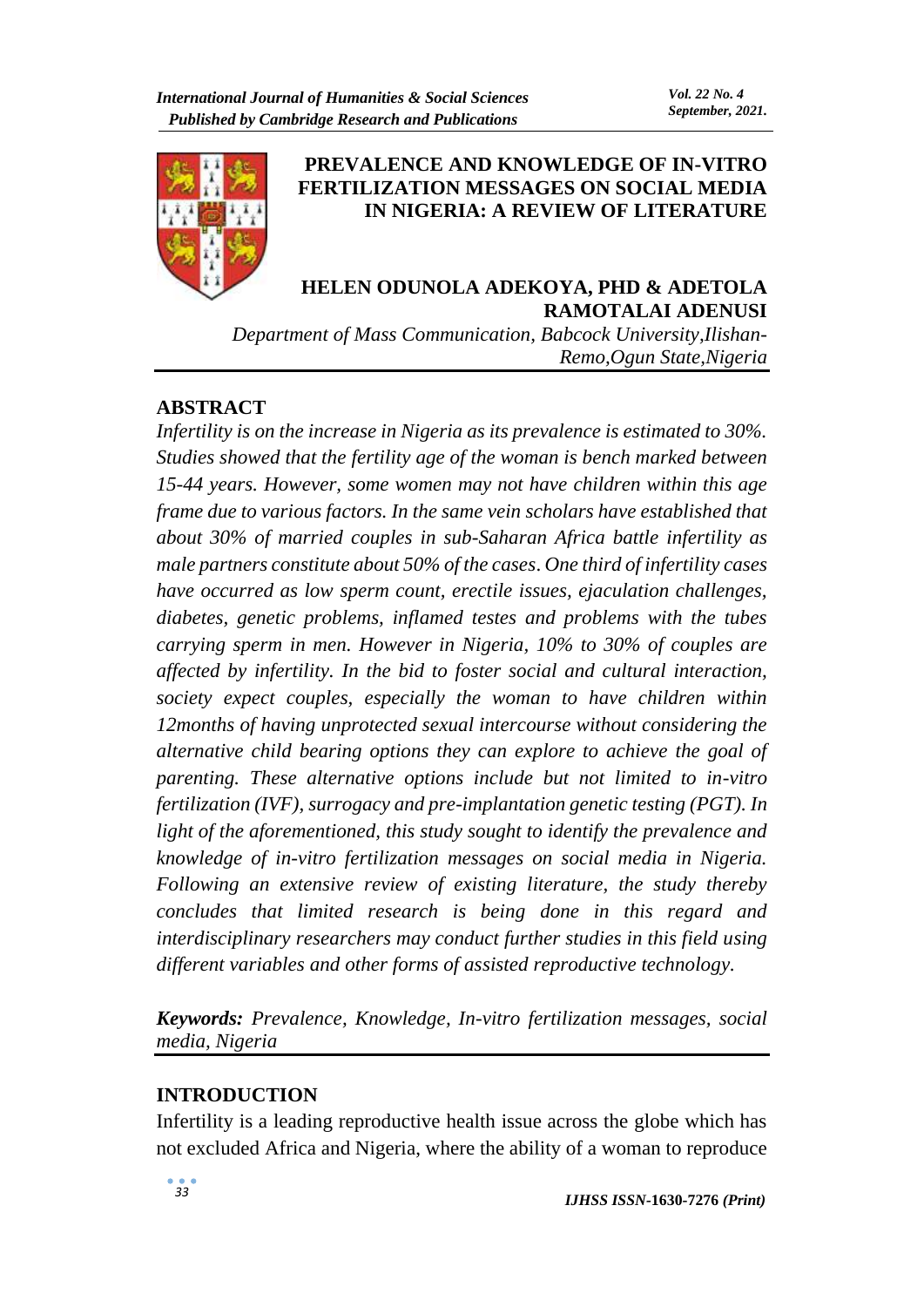# PREVALENCE AND KNOWLEDGE OF IN-VITRO FERTILIZATION MESSAGES ON SOCIAL MEDIA IN NIGERIA: A REVIEW OF LITERATURE

**HELEN ODUNOLA ADEKOYA, PHD & ADETOLA RAMOTALAI ADENUSI**

*Department of Mass Communication, Babcock University,Ilishan-Remo,Ogun State,Nigeria*

## ABSTRACT

*Infertility is on the increase in Nigeria as its prevalence is estimated to 30%. Studies showed that the fertility age of the woman is bench marked between 15-44 years. However, some women may not have children within this age frame due to various factors. In the same vein scholars have established that about 30% of married couples in sub-Saharan Africa battle infertility as male partners constitute about 50% of the cases. One third of infertility cases have occurred as low sperm count, erectile issues, ejaculation challenges, diabetes, genetic problems, inflamed testes and problems with the tubes carrying sperm in men. However in Nigeria, 10% to 30% of couples are affected by infertility. In the bid to foster social and cultural interaction, society expect couples, especially the woman to have children within 12months of having unprotected sexual intercourse without considering the alternative child bearing options they can explore to achieve the goal of parenting. These alternative options include but not limited to in-vitro fertilization (IVF), surrogacy and pre-implantation genetic testing (PGT). In light of the aforementioned, this study sought to identify the prevalence and knowledge of in-vitro fertilization messages on social media in Nigeria. Following an extensive review of existing literature, the study thereby concludes that limited research is being done in this regard and interdisciplinary researchers may conduct further studies in this field using different variables and other forms of assisted reproductive technology.*

***Keywords:*** *Prevalence, Knowledge, In-vitro fertilization messages, social media, Nigeria*

## INTRODUCTION

Infertility is a leading reproductive health issue across the globe which has not excluded Africa and Nigeria, where the ability of a woman to reproduce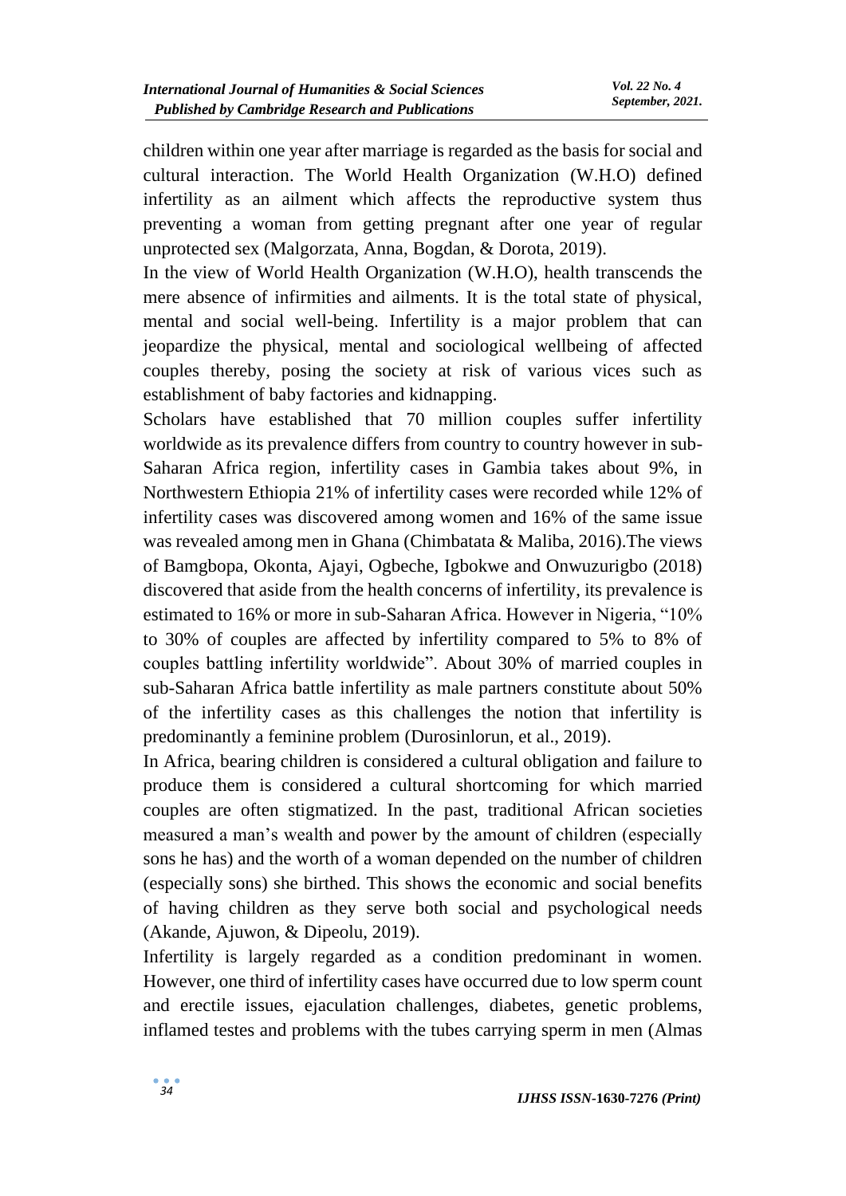children within one year after marriage is regarded as the basis for social and cultural interaction. The World Health Organization (W.H.O) defined infertility as an ailment which affects the reproductive system thus preventing a woman from getting pregnant after one year of regular unprotected sex (Malgorzata, Anna, Bogdan, & Dorota, 2019).

In the view of World Health Organization (W.H.O), health transcends the mere absence of infirmities and ailments. It is the total state of physical, mental and social well-being. Infertility is a major problem that can jeopardize the physical, mental and sociological wellbeing of affected couples thereby, posing the society at risk of various vices such as establishment of baby factories and kidnapping.

Scholars have established that 70 million couples suffer infertility worldwide as its prevalence differs from country to country however in sub-Saharan Africa region, infertility cases in Gambia takes about 9%, in Northwestern Ethiopia 21% of infertility cases were recorded while 12% of infertility cases was discovered among women and 16% of the same issue was revealed among men in Ghana (Chimbatata & Maliba, 2016).The views of Bamgbopa, Okonta, Ajayi, Ogbeche, Igbokwe and Onwuzurigbo (2018) discovered that aside from the health concerns of infertility, its prevalence is estimated to 16% or more in sub-Saharan Africa. However in Nigeria, "10% to 30% of couples are affected by infertility compared to 5% to 8% of couples battling infertility worldwide". About 30% of married couples in sub-Saharan Africa battle infertility as male partners constitute about 50% of the infertility cases as this challenges the notion that infertility is predominantly a feminine problem (Durosinlorun, et al., 2019).

In Africa, bearing children is considered a cultural obligation and failure to produce them is considered a cultural shortcoming for which married couples are often stigmatized. In the past, traditional African societies measured a man's wealth and power by the amount of children (especially sons he has) and the worth of a woman depended on the number of children (especially sons) she birthed. This shows the economic and social benefits of having children as they serve both social and psychological needs (Akande, Ajuwon, & Dipeolu, 2019).

Infertility is largely regarded as a condition predominant in women. However, one third of infertility cases have occurred due to low sperm count and erectile issues, ejaculation challenges, diabetes, genetic problems, inflamed testes and problems with the tubes carrying sperm in men (Almas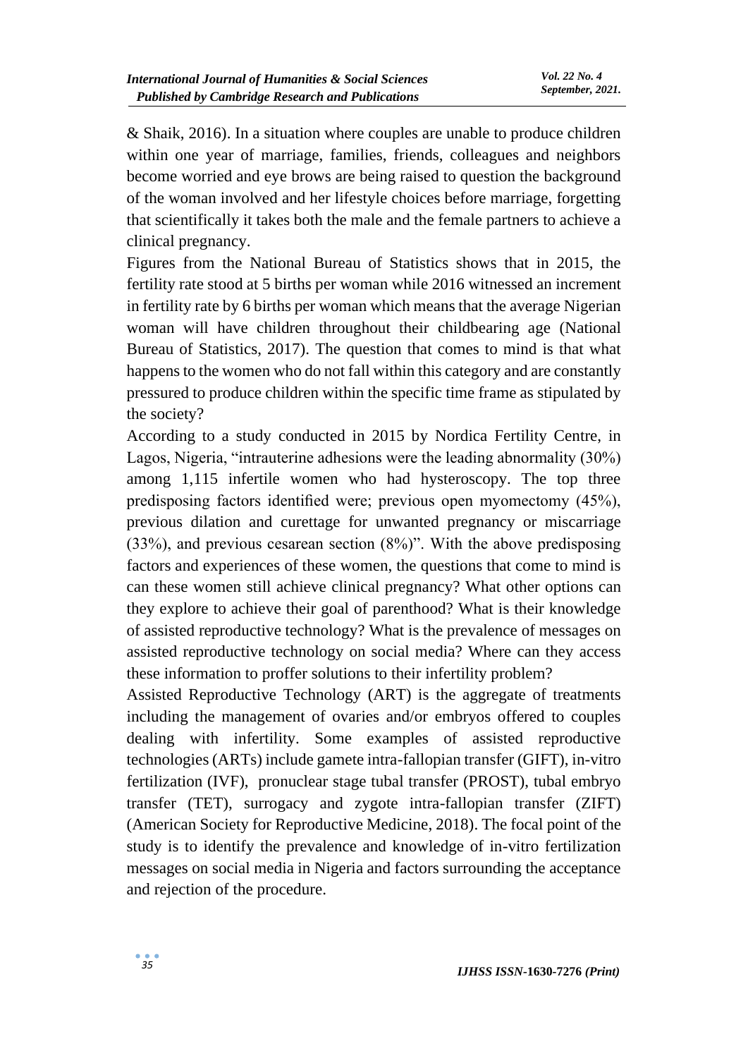& Shaik, 2016). In a situation where couples are unable to produce children within one year of marriage, families, friends, colleagues and neighbors become worried and eye brows are being raised to question the background of the woman involved and her lifestyle choices before marriage, forgetting that scientifically it takes both the male and the female partners to achieve a clinical pregnancy.

Figures from the National Bureau of Statistics shows that in 2015, the fertility rate stood at 5 births per woman while 2016 witnessed an increment in fertility rate by 6 births per woman which means that the average Nigerian woman will have children throughout their childbearing age (National Bureau of Statistics, 2017). The question that comes to mind is that what happens to the women who do not fall within this category and are constantly pressured to produce children within the specific time frame as stipulated by the society?

According to a study conducted in 2015 by Nordica Fertility Centre, in Lagos, Nigeria, "intrauterine adhesions were the leading abnormality (30%) among 1,115 infertile women who had hysteroscopy. The top three predisposing factors identified were; previous open myomectomy (45%), previous dilation and curettage for unwanted pregnancy or miscarriage (33%), and previous cesarean section (8%)". With the above predisposing factors and experiences of these women, the questions that come to mind is can these women still achieve clinical pregnancy? What other options can they explore to achieve their goal of parenthood? What is their knowledge of assisted reproductive technology? What is the prevalence of messages on assisted reproductive technology on social media? Where can they access these information to proffer solutions to their infertility problem?

Assisted Reproductive Technology (ART) is the aggregate of treatments including the management of ovaries and/or embryos offered to couples dealing with infertility. Some examples of assisted reproductive technologies (ARTs) include gamete intra-fallopian transfer (GIFT), in-vitro fertilization (IVF), pronuclear stage tubal transfer (PROST), tubal embryo transfer (TET), surrogacy and zygote intra-fallopian transfer (ZIFT) (American Society for Reproductive Medicine, 2018). The focal point of the study is to identify the prevalence and knowledge of in-vitro fertilization messages on social media in Nigeria and factors surrounding the acceptance and rejection of the procedure.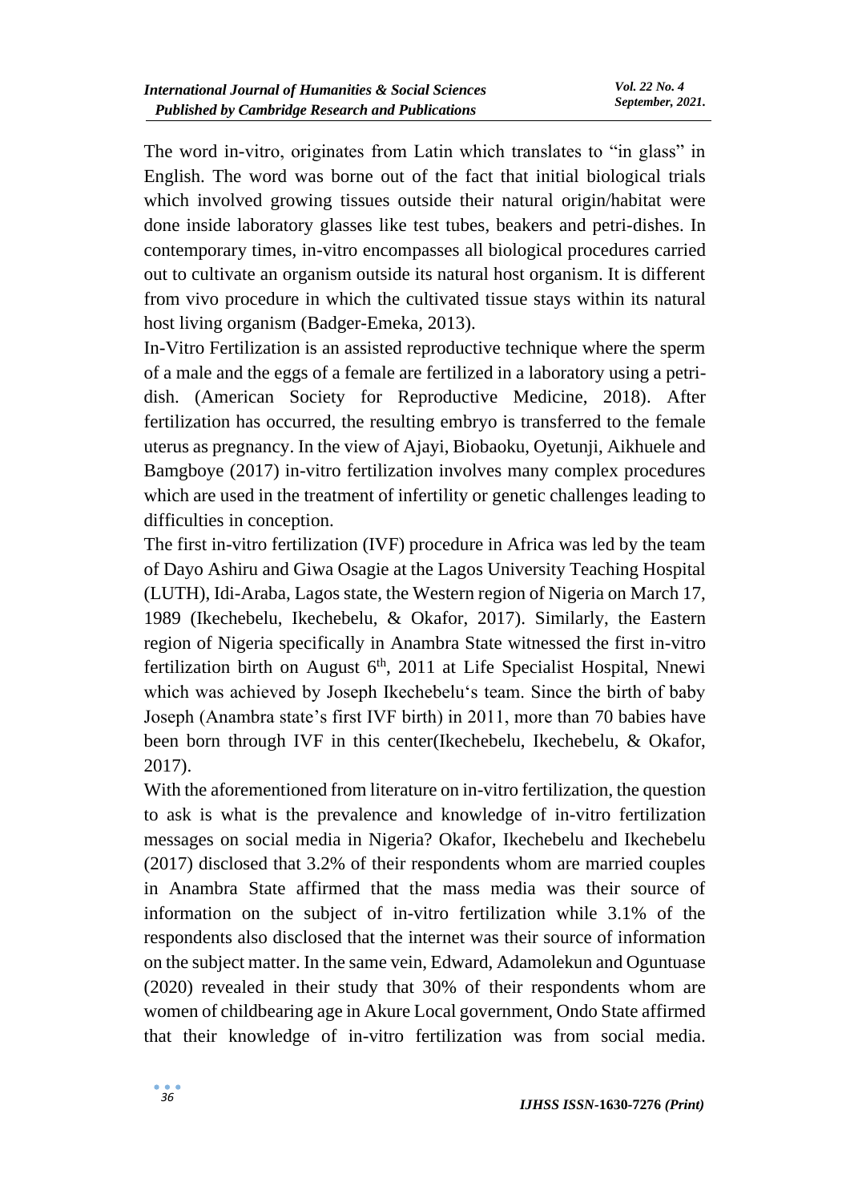The word in-vitro, originates from Latin which translates to "in glass" in English. The word was borne out of the fact that initial biological trials which involved growing tissues outside their natural origin/habitat were done inside laboratory glasses like test tubes, beakers and petri-dishes. In contemporary times, in-vitro encompasses all biological procedures carried out to cultivate an organism outside its natural host organism. It is different from vivo procedure in which the cultivated tissue stays within its natural host living organism (Badger-Emeka, 2013).

In-Vitro Fertilization is an assisted reproductive technique where the sperm of a male and the eggs of a female are fertilized in a laboratory using a petri-dish. (American Society for Reproductive Medicine, 2018). After fertilization has occurred, the resulting embryo is transferred to the female uterus as pregnancy. In the view of Ajayi, Biobaoku, Oyetunji, Aikhuele and Bamgboye (2017) in-vitro fertilization involves many complex procedures which are used in the treatment of infertility or genetic challenges leading to difficulties in conception.

The first in-vitro fertilization (IVF) procedure in Africa was led by the team of Dayo Ashiru and Giwa Osagie at the Lagos University Teaching Hospital (LUTH), Idi-Araba, Lagos state, the Western region of Nigeria on March 17, 1989 (Ikechebelu, Ikechebelu, & Okafor, 2017). Similarly, the Eastern region of Nigeria specifically in Anambra State witnessed the first in-vitro fertilization birth on August 6th, 2011 at Life Specialist Hospital, Nnewi which was achieved by Joseph Ikechebelu's team. Since the birth of baby Joseph (Anambra state's first IVF birth) in 2011, more than 70 babies have been born through IVF in this center(Ikechebelu, Ikechebelu, & Okafor, 2017).

With the aforementioned from literature on in-vitro fertilization, the question to ask is what is the prevalence and knowledge of in-vitro fertilization messages on social media in Nigeria? Okafor, Ikechebelu and Ikechebelu (2017) disclosed that 3.2% of their respondents whom are married couples in Anambra State affirmed that the mass media was their source of information on the subject of in-vitro fertilization while 3.1% of the respondents also disclosed that the internet was their source of information on the subject matter. In the same vein, Edward, Adamolekun and Oguntuase (2020) revealed in their study that 30% of their respondents whom are women of childbearing age in Akure Local government, Ondo State affirmed that their knowledge of in-vitro fertilization was from social media.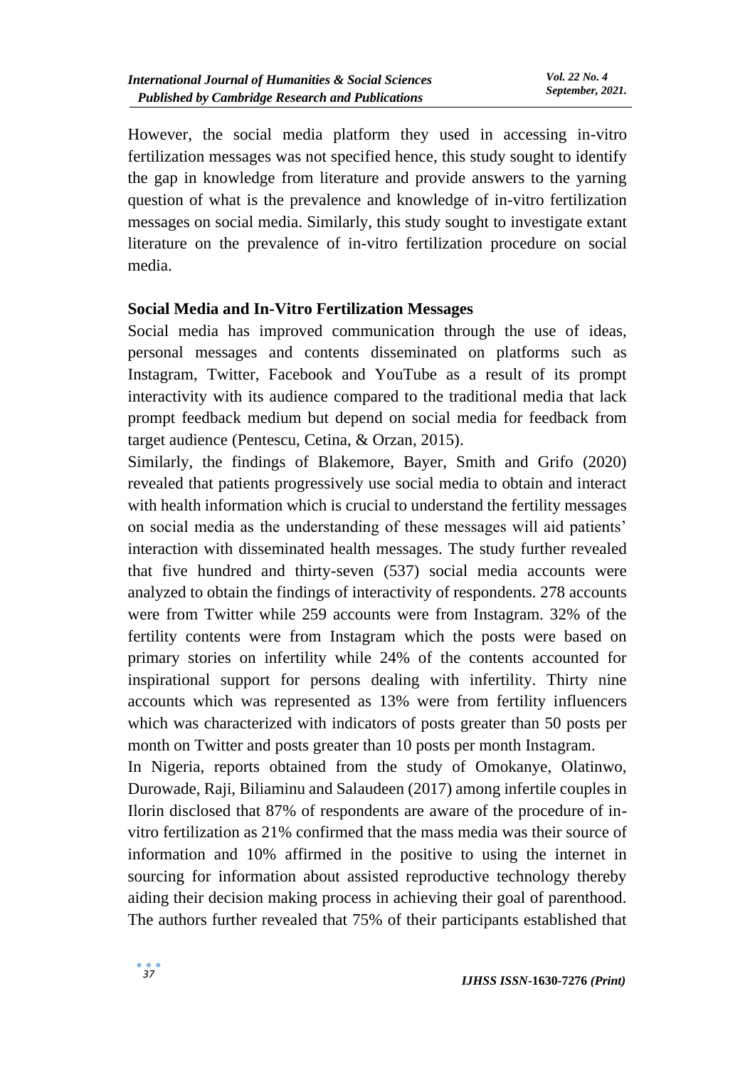However, the social media platform they used in accessing in-vitro fertilization messages was not specified hence, this study sought to identify the gap in knowledge from literature and provide answers to the yarning question of what is the prevalence and knowledge of in-vitro fertilization messages on social media. Similarly, this study sought to investigate extant literature on the prevalence of in-vitro fertilization procedure on social media.

## Social Media and In-Vitro Fertilization Messages

Social media has improved communication through the use of ideas, personal messages and contents disseminated on platforms such as Instagram, Twitter, Facebook and YouTube as a result of its prompt interactivity with its audience compared to the traditional media that lack prompt feedback medium but depend on social media for feedback from target audience (Pentescu, Cetina, & Orzan, 2015).

Similarly, the findings of Blakemore, Bayer, Smith and Grifo (2020) revealed that patients progressively use social media to obtain and interact with health information which is crucial to understand the fertility messages on social media as the understanding of these messages will aid patients' interaction with disseminated health messages. The study further revealed that five hundred and thirty-seven (537) social media accounts were analyzed to obtain the findings of interactivity of respondents. 278 accounts were from Twitter while 259 accounts were from Instagram. 32% of the fertility contents were from Instagram which the posts were based on primary stories on infertility while 24% of the contents accounted for inspirational support for persons dealing with infertility. Thirty nine accounts which was represented as 13% were from fertility influencers which was characterized with indicators of posts greater than 50 posts per month on Twitter and posts greater than 10 posts per month Instagram.

In Nigeria, reports obtained from the study of Omokanye, Olatinwo, Durowade, Raji, Biliaminu and Salaudeen (2017) among infertile couples in Ilorin disclosed that 87% of respondents are aware of the procedure of in-vitro fertilization as 21% confirmed that the mass media was their source of information and 10% affirmed in the positive to using the internet in sourcing for information about assisted reproductive technology thereby aiding their decision making process in achieving their goal of parenthood. The authors further revealed that 75% of their participants established that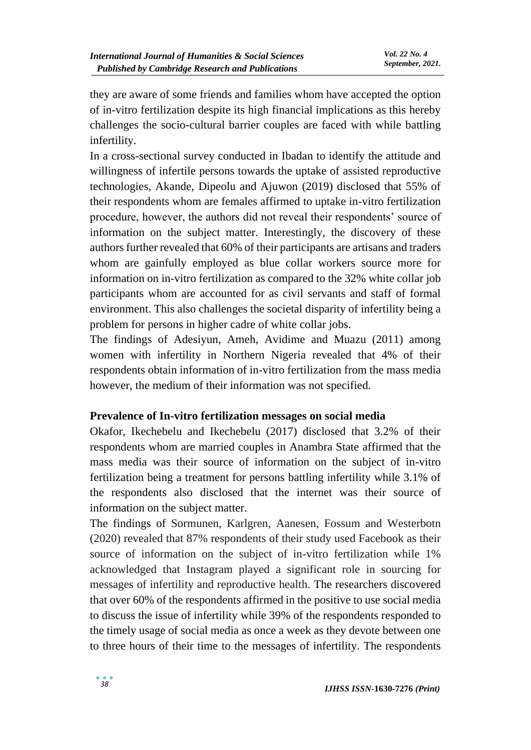they are aware of some friends and families whom have accepted the option of in-vitro fertilization despite its high financial implications as this hereby challenges the socio-cultural barrier couples are faced with while battling infertility.

In a cross-sectional survey conducted in Ibadan to identify the attitude and willingness of infertile persons towards the uptake of assisted reproductive technologies, Akande, Dipeolu and Ajuwon (2019) disclosed that 55% of their respondents whom are females affirmed to uptake in-vitro fertilization procedure, however, the authors did not reveal their respondents' source of information on the subject matter. Interestingly, the discovery of these authors further revealed that 60% of their participants are artisans and traders whom are gainfully employed as blue collar workers source more for information on in-vitro fertilization as compared to the 32% white collar job participants whom are accounted for as civil servants and staff of formal environment. This also challenges the societal disparity of infertility being a problem for persons in higher cadre of white collar jobs.

The findings of Adesiyun, Ameh, Avidime and Muazu (2011) among women with infertility in Northern Nigeria revealed that 4% of their respondents obtain information of in-vitro fertilization from the mass media however, the medium of their information was not specified.

## Prevalence of In-vitro fertilization messages on social media

Okafor, Ikechebelu and Ikechebelu (2017) disclosed that 3.2% of their respondents whom are married couples in Anambra State affirmed that the mass media was their source of information on the subject of in-vitro fertilization being a treatment for persons battling infertility while 3.1% of the respondents also disclosed that the internet was their source of information on the subject matter.

The findings of Sormunen, Karlgren, Aanesen, Fossum and Westerbotn (2020) revealed that 87% respondents of their study used Facebook as their source of information on the subject of in-vitro fertilization while 1% acknowledged that Instagram played a significant role in sourcing for messages of infertility and reproductive health. The researchers discovered that over 60% of the respondents affirmed in the positive to use social media to discuss the issue of infertility while 39% of the respondents responded to the timely usage of social media as once a week as they devote between one to three hours of their time to the messages of infertility. The respondents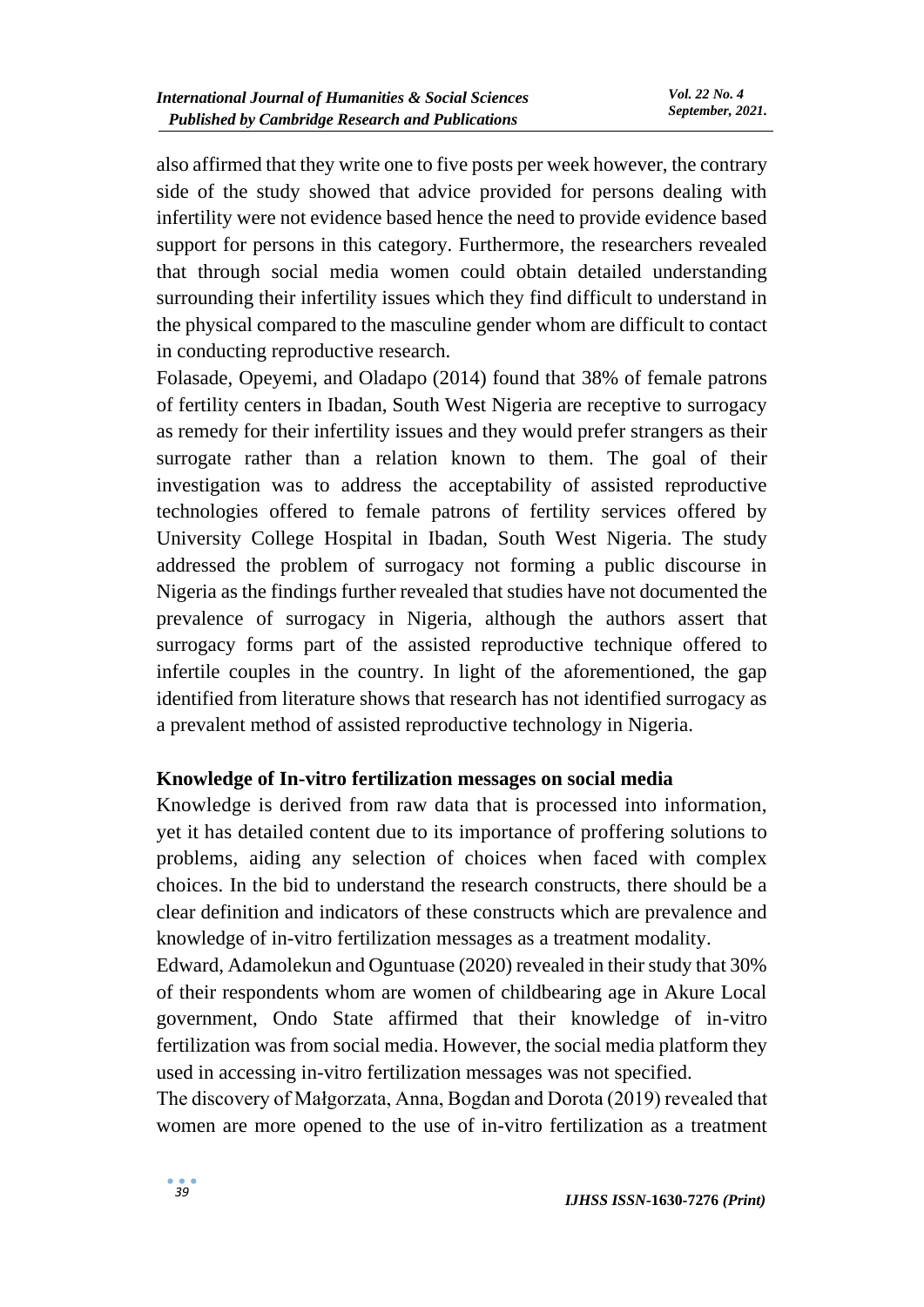also affirmed that they write one to five posts per week however, the contrary side of the study showed that advice provided for persons dealing with infertility were not evidence based hence the need to provide evidence based support for persons in this category. Furthermore, the researchers revealed that through social media women could obtain detailed understanding surrounding their infertility issues which they find difficult to understand in the physical compared to the masculine gender whom are difficult to contact in conducting reproductive research.

Folasade, Opeyemi, and Oladapo (2014) found that 38% of female patrons of fertility centers in Ibadan, South West Nigeria are receptive to surrogacy as remedy for their infertility issues and they would prefer strangers as their surrogate rather than a relation known to them. The goal of their investigation was to address the acceptability of assisted reproductive technologies offered to female patrons of fertility services offered by University College Hospital in Ibadan, South West Nigeria. The study addressed the problem of surrogacy not forming a public discourse in Nigeria as the findings further revealed that studies have not documented the prevalence of surrogacy in Nigeria, although the authors assert that surrogacy forms part of the assisted reproductive technique offered to infertile couples in the country. In light of the aforementioned, the gap identified from literature shows that research has not identified surrogacy as a prevalent method of assisted reproductive technology in Nigeria.

### Knowledge of In-vitro fertilization messages on social media

Knowledge is derived from raw data that is processed into information, yet it has detailed content due to its importance of proffering solutions to problems, aiding any selection of choices when faced with complex choices. In the bid to understand the research constructs, there should be a clear definition and indicators of these constructs which are prevalence and knowledge of in-vitro fertilization messages as a treatment modality.

Edward, Adamolekun and Oguntuase (2020) revealed in their study that 30% of their respondents whom are women of childbearing age in Akure Local government, Ondo State affirmed that their knowledge of in-vitro fertilization was from social media. However, the social media platform they used in accessing in-vitro fertilization messages was not specified.

The discovery of Małgorzata, Anna, Bogdan and Dorota (2019) revealed that women are more opened to the use of in-vitro fertilization as a treatment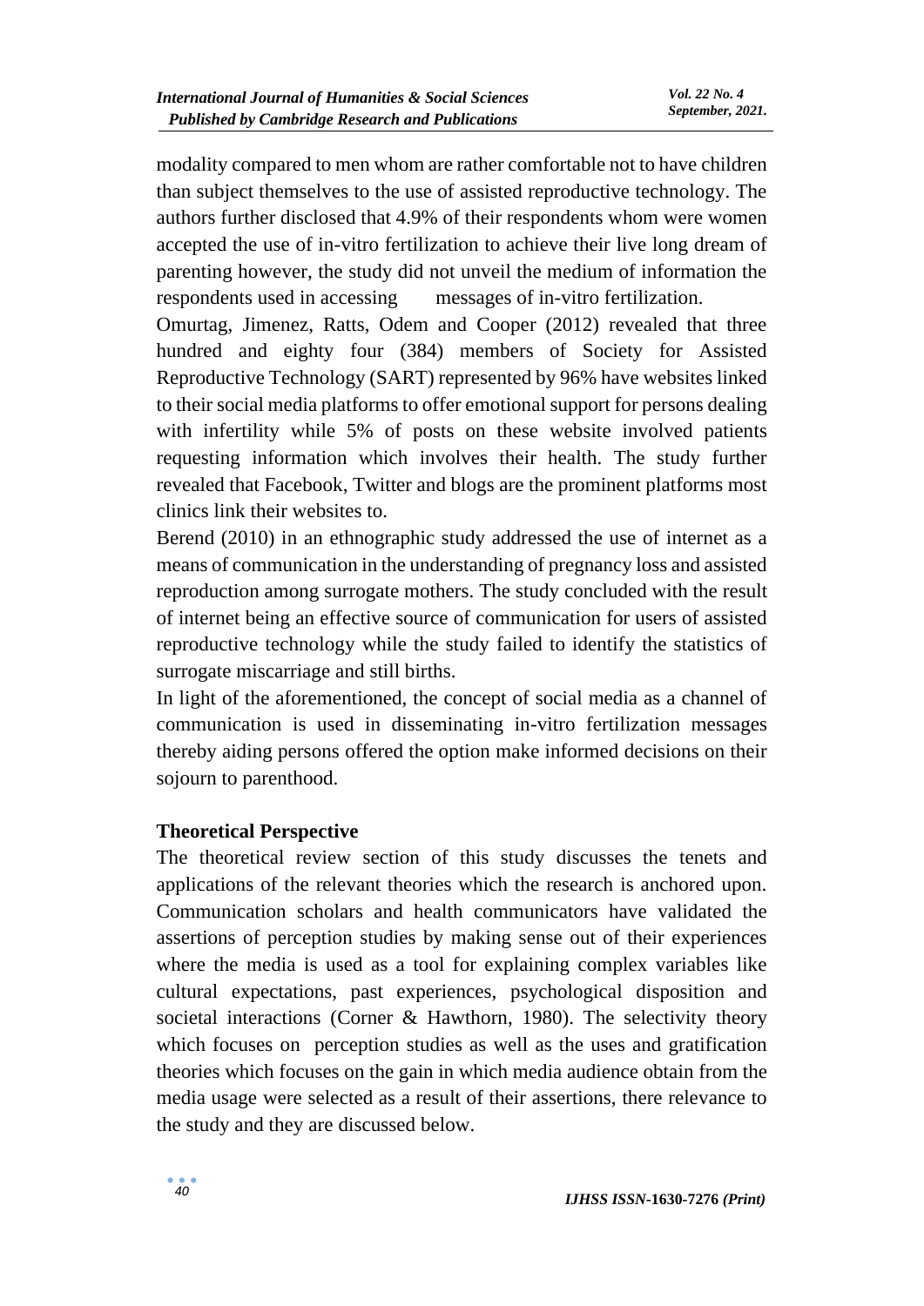modality compared to men whom are rather comfortable not to have children than subject themselves to the use of assisted reproductive technology. The authors further disclosed that 4.9% of their respondents whom were women accepted the use of in-vitro fertilization to achieve their live long dream of parenting however, the study did not unveil the medium of information the respondents used in accessing messages of in-vitro fertilization.

Omurtag, Jimenez, Ratts, Odem and Cooper (2012) revealed that three hundred and eighty four (384) members of Society for Assisted Reproductive Technology (SART) represented by 96% have websites linked to their social media platforms to offer emotional support for persons dealing with infertility while 5% of posts on these website involved patients requesting information which involves their health. The study further revealed that Facebook, Twitter and blogs are the prominent platforms most clinics link their websites to.

Berend (2010) in an ethnographic study addressed the use of internet as a means of communication in the understanding of pregnancy loss and assisted reproduction among surrogate mothers. The study concluded with the result of internet being an effective source of communication for users of assisted reproductive technology while the study failed to identify the statistics of surrogate miscarriage and still births.

In light of the aforementioned, the concept of social media as a channel of communication is used in disseminating in-vitro fertilization messages thereby aiding persons offered the option make informed decisions on their sojourn to parenthood.

## Theoretical Perspective

The theoretical review section of this study discusses the tenets and applications of the relevant theories which the research is anchored upon. Communication scholars and health communicators have validated the assertions of perception studies by making sense out of their experiences where the media is used as a tool for explaining complex variables like cultural expectations, past experiences, psychological disposition and societal interactions (Corner & Hawthorn, 1980). The selectivity theory which focuses on perception studies as well as the uses and gratification theories which focuses on the gain in which media audience obtain from the media usage were selected as a result of their assertions, there relevance to the study and they are discussed below.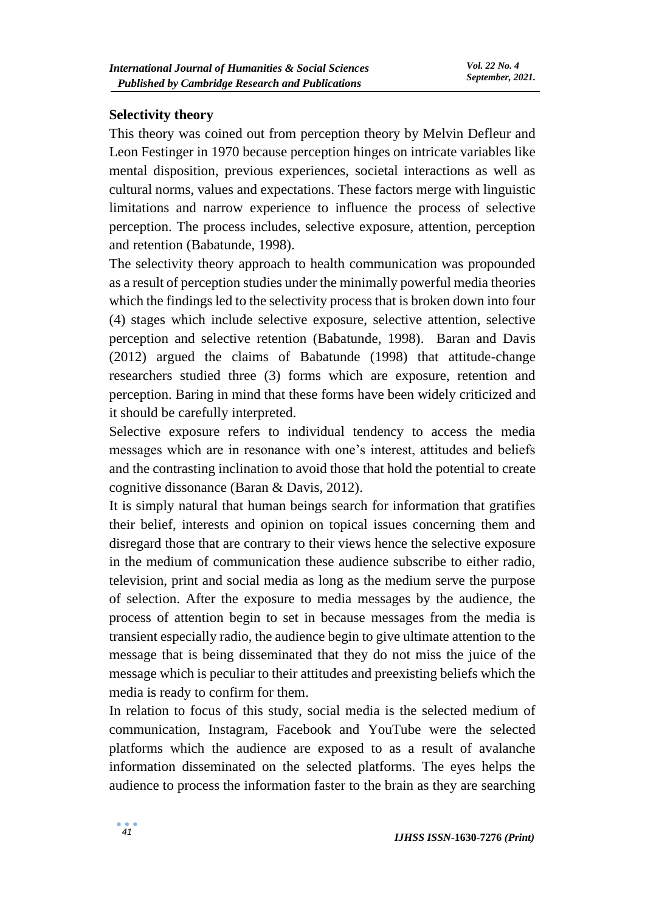**Selectivity theory**

This theory was coined out from perception theory by Melvin Defleur and Leon Festinger in 1970 because perception hinges on intricate variables like mental disposition, previous experiences, societal interactions as well as cultural norms, values and expectations. These factors merge with linguistic limitations and narrow experience to influence the process of selective perception. The process includes, selective exposure, attention, perception and retention (Babatunde, 1998).

The selectivity theory approach to health communication was propounded as a result of perception studies under the minimally powerful media theories which the findings led to the selectivity process that is broken down into four (4) stages which include selective exposure, selective attention, selective perception and selective retention (Babatunde, 1998). Baran and Davis (2012) argued the claims of Babatunde (1998) that attitude-change researchers studied three (3) forms which are exposure, retention and perception. Baring in mind that these forms have been widely criticized and it should be carefully interpreted.

Selective exposure refers to individual tendency to access the media messages which are in resonance with one's interest, attitudes and beliefs and the contrasting inclination to avoid those that hold the potential to create cognitive dissonance (Baran & Davis, 2012).

It is simply natural that human beings search for information that gratifies their belief, interests and opinion on topical issues concerning them and disregard those that are contrary to their views hence the selective exposure in the medium of communication these audience subscribe to either radio, television, print and social media as long as the medium serve the purpose of selection. After the exposure to media messages by the audience, the process of attention begin to set in because messages from the media is transient especially radio, the audience begin to give ultimate attention to the message that is being disseminated that they do not miss the juice of the message which is peculiar to their attitudes and preexisting beliefs which the media is ready to confirm for them.

In relation to focus of this study, social media is the selected medium of communication, Instagram, Facebook and YouTube were the selected platforms which the audience are exposed to as a result of avalanche information disseminated on the selected platforms. The eyes helps the audience to process the information faster to the brain as they are searching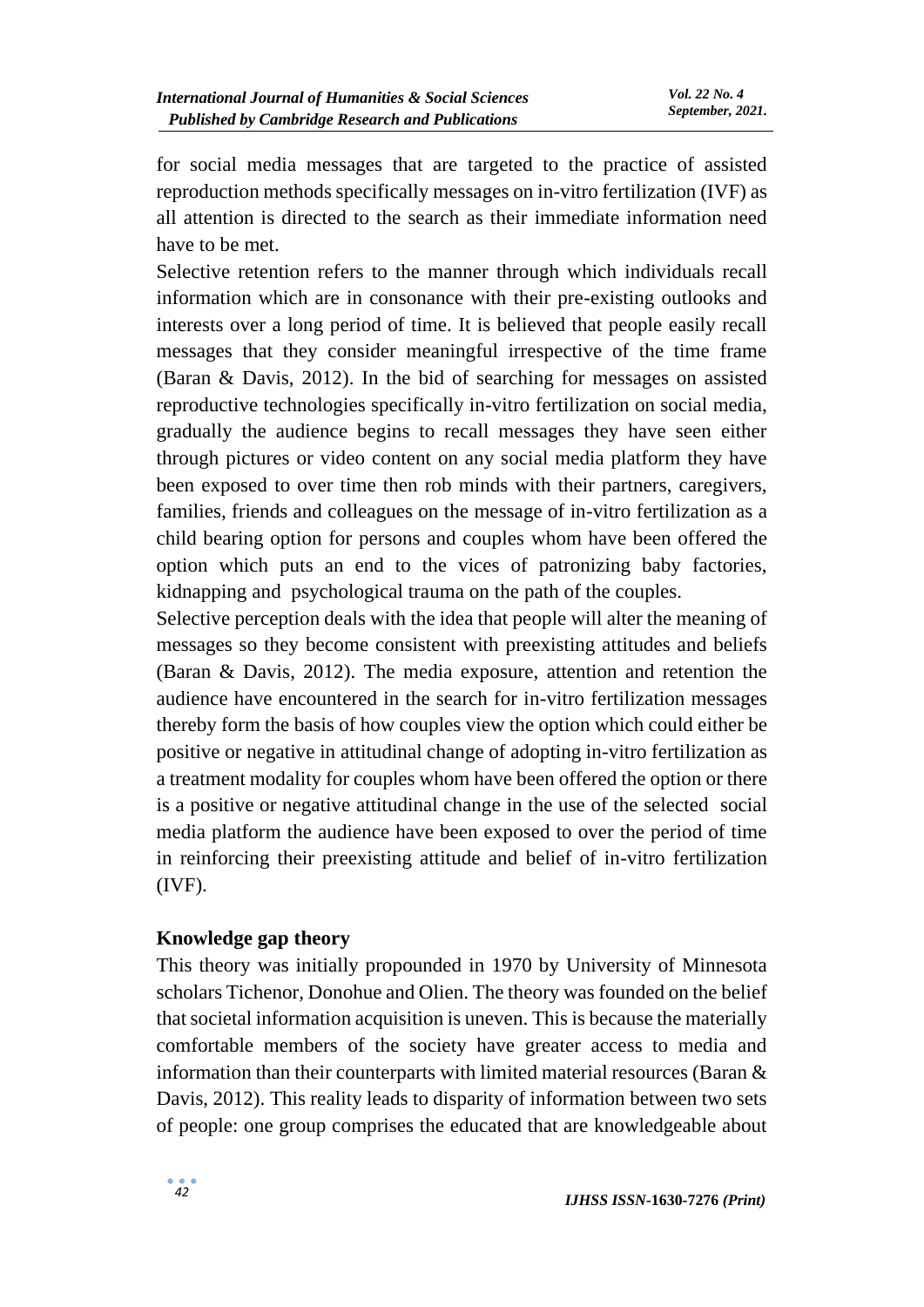for social media messages that are targeted to the practice of assisted reproduction methods specifically messages on in-vitro fertilization (IVF) as all attention is directed to the search as their immediate information need have to be met.

Selective retention refers to the manner through which individuals recall information which are in consonance with their pre-existing outlooks and interests over a long period of time. It is believed that people easily recall messages that they consider meaningful irrespective of the time frame (Baran & Davis, 2012). In the bid of searching for messages on assisted reproductive technologies specifically in-vitro fertilization on social media, gradually the audience begins to recall messages they have seen either through pictures or video content on any social media platform they have been exposed to over time then rob minds with their partners, caregivers, families, friends and colleagues on the message of in-vitro fertilization as a child bearing option for persons and couples whom have been offered the option which puts an end to the vices of patronizing baby factories, kidnapping and psychological trauma on the path of the couples.

Selective perception deals with the idea that people will alter the meaning of messages so they become consistent with preexisting attitudes and beliefs (Baran & Davis, 2012). The media exposure, attention and retention the audience have encountered in the search for in-vitro fertilization messages thereby form the basis of how couples view the option which could either be positive or negative in attitudinal change of adopting in-vitro fertilization as a treatment modality for couples whom have been offered the option or there is a positive or negative attitudinal change in the use of the selected social media platform the audience have been exposed to over the period of time in reinforcing their preexisting attitude and belief of in-vitro fertilization (IVF).

**Knowledge gap theory**

This theory was initially propounded in 1970 by University of Minnesota scholars Tichenor, Donohue and Olien. The theory was founded on the belief that societal information acquisition is uneven. This is because the materially comfortable members of the society have greater access to media and information than their counterparts with limited material resources (Baran & Davis, 2012). This reality leads to disparity of information between two sets of people: one group comprises the educated that are knowledgeable about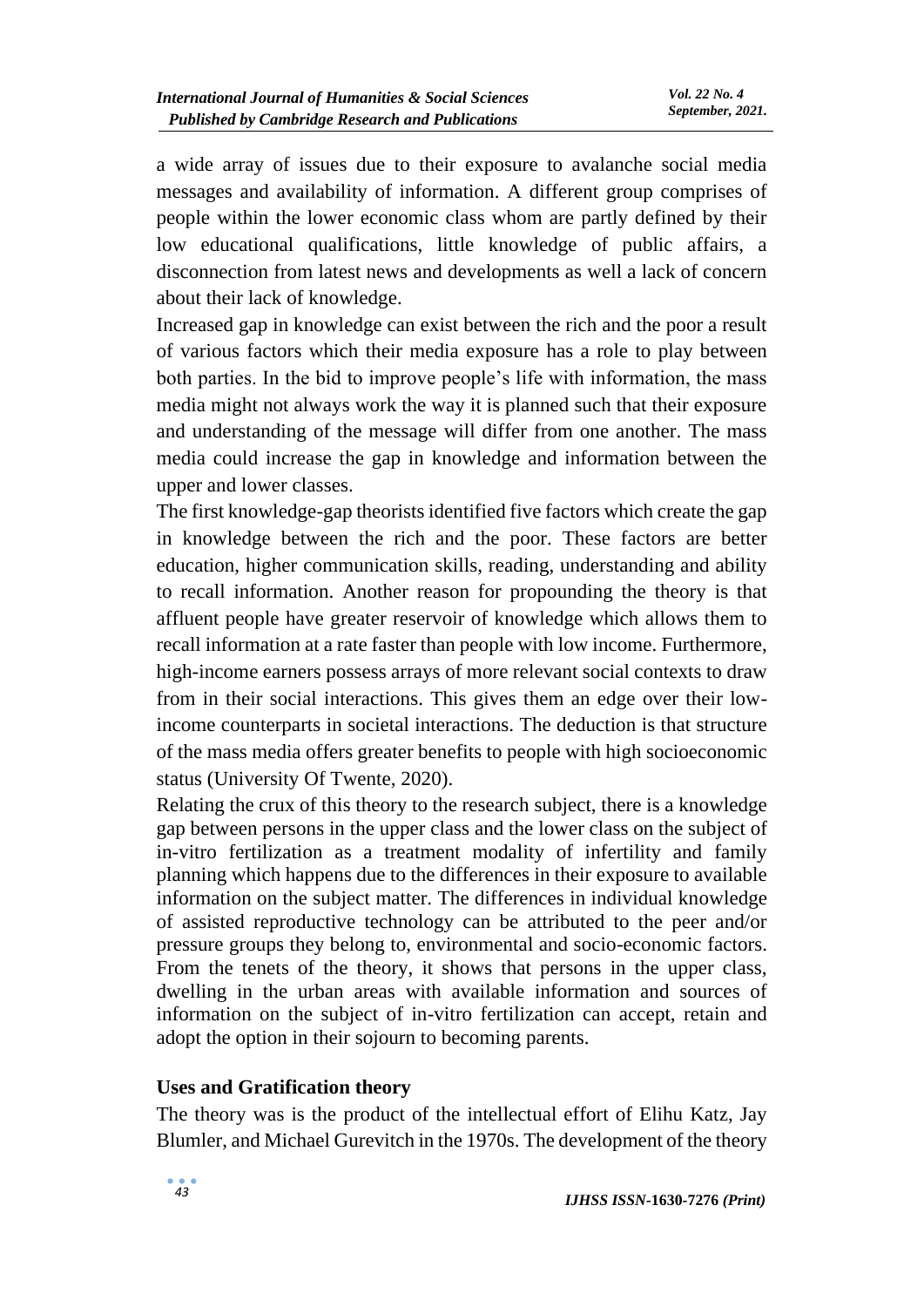a wide array of issues due to their exposure to avalanche social media messages and availability of information. A different group comprises of people within the lower economic class whom are partly defined by their low educational qualifications, little knowledge of public affairs, a disconnection from latest news and developments as well a lack of concern about their lack of knowledge.

Increased gap in knowledge can exist between the rich and the poor a result of various factors which their media exposure has a role to play between both parties. In the bid to improve people's life with information, the mass media might not always work the way it is planned such that their exposure and understanding of the message will differ from one another. The mass media could increase the gap in knowledge and information between the upper and lower classes.

The first knowledge-gap theorists identified five factors which create the gap in knowledge between the rich and the poor. These factors are better education, higher communication skills, reading, understanding and ability to recall information. Another reason for propounding the theory is that affluent people have greater reservoir of knowledge which allows them to recall information at a rate faster than people with low income. Furthermore, high-income earners possess arrays of more relevant social contexts to draw from in their social interactions. This gives them an edge over their low-income counterparts in societal interactions. The deduction is that structure of the mass media offers greater benefits to people with high socioeconomic status (University Of Twente, 2020).

Relating the crux of this theory to the research subject, there is a knowledge gap between persons in the upper class and the lower class on the subject of in-vitro fertilization as a treatment modality of infertility and family planning which happens due to the differences in their exposure to available information on the subject matter. The differences in individual knowledge of assisted reproductive technology can be attributed to the peer and/or pressure groups they belong to, environmental and socio-economic factors. From the tenets of the theory, it shows that persons in the upper class, dwelling in the urban areas with available information and sources of information on the subject of in-vitro fertilization can accept, retain and adopt the option in their sojourn to becoming parents.

## Uses and Gratification theory

The theory was is the product of the intellectual effort of Elihu Katz, Jay Blumler, and Michael Gurevitch in the 1970s. The development of the theory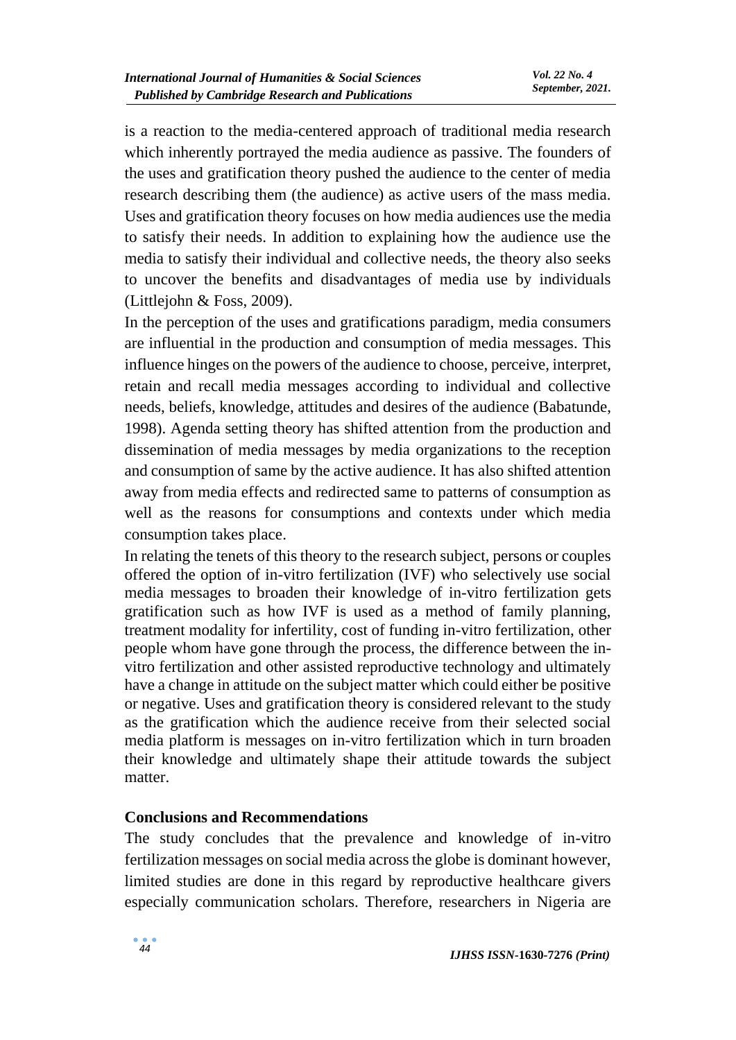is a reaction to the media-centered approach of traditional media research which inherently portrayed the media audience as passive. The founders of the uses and gratification theory pushed the audience to the center of media research describing them (the audience) as active users of the mass media. Uses and gratification theory focuses on how media audiences use the media to satisfy their needs. In addition to explaining how the audience use the media to satisfy their individual and collective needs, the theory also seeks to uncover the benefits and disadvantages of media use by individuals (Littlejohn & Foss, 2009).

In the perception of the uses and gratifications paradigm, media consumers are influential in the production and consumption of media messages. This influence hinges on the powers of the audience to choose, perceive, interpret, retain and recall media messages according to individual and collective needs, beliefs, knowledge, attitudes and desires of the audience (Babatunde, 1998). Agenda setting theory has shifted attention from the production and dissemination of media messages by media organizations to the reception and consumption of same by the active audience. It has also shifted attention away from media effects and redirected same to patterns of consumption as well as the reasons for consumptions and contexts under which media consumption takes place.

In relating the tenets of this theory to the research subject, persons or couples offered the option of in-vitro fertilization (IVF) who selectively use social media messages to broaden their knowledge of in-vitro fertilization gets gratification such as how IVF is used as a method of family planning, treatment modality for infertility, cost of funding in-vitro fertilization, other people whom have gone through the process, the difference between the in-vitro fertilization and other assisted reproductive technology and ultimately have a change in attitude on the subject matter which could either be positive or negative. Uses and gratification theory is considered relevant to the study as the gratification which the audience receive from their selected social media platform is messages on in-vitro fertilization which in turn broaden their knowledge and ultimately shape their attitude towards the subject matter.

## Conclusions and Recommendations

The study concludes that the prevalence and knowledge of in-vitro fertilization messages on social media across the globe is dominant however, limited studies are done in this regard by reproductive healthcare givers especially communication scholars. Therefore, researchers in Nigeria are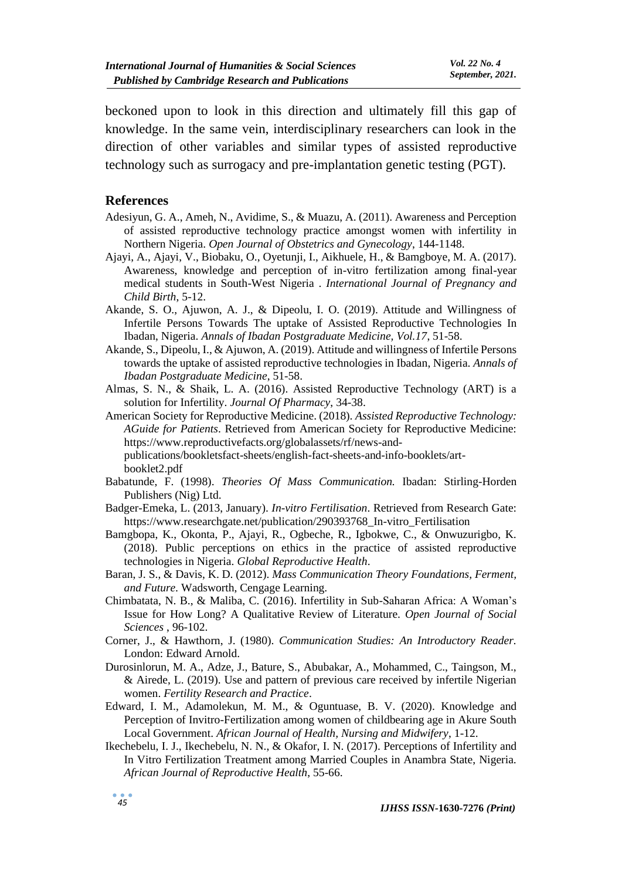beckoned upon to look in this direction and ultimately fill this gap of knowledge. In the same vein, interdisciplinary researchers can look in the direction of other variables and similar types of assisted reproductive technology such as surrogacy and pre-implantation genetic testing (PGT).

## References

Adesiyun, G. A., Ameh, N., Avidime, S., & Muazu, A. (2011). Awareness and Perception of assisted reproductive technology practice amongst women with infertility in Northern Nigeria. *Open Journal of Obstetrics and Gynecology*, 144-1148.

Ajayi, A., Ajayi, V., Biobaku, O., Oyetunji, I., Aikhuele, H., & Bamgboye, M. A. (2017). Awareness, knowledge and perception of in-vitro fertilization among final-year medical students in South-West Nigeria . *International Journal of Pregnancy and Child Birth*, 5-12.

Akande, S. O., Ajuwon, A. J., & Dipeolu, I. O. (2019). Attitude and Willingness of Infertile Persons Towards The uptake of Assisted Reproductive Technologies In Ibadan, Nigeria. *Annals of Ibadan Postgraduate Medicine, Vol.17*, 51-58.

Akande, S., Dipeolu, I., & Ajuwon, A. (2019). Attitude and willingness of Infertile Persons towards the uptake of assisted reproductive technologies in Ibadan, Nigeria. *Annals of Ibadan Postgraduate Medicine*, 51-58.

Almas, S. N., & Shaik, L. A. (2016). Assisted Reproductive Technology (ART) is a solution for Infertility. *Journal Of Pharmacy*, 34-38.

American Society for Reproductive Medicine. (2018). *Assisted Reproductive Technology: AGuide for Patients*. Retrieved from American Society for Reproductive Medicine: https://www.reproductivefacts.org/globalassets/rf/news-and-publications/bookletsfact-sheets/english-fact-sheets-and-info-booklets/art-booklet2.pdf

Babatunde, F. (1998). *Theories Of Mass Communication.* Ibadan: Stirling-Horden Publishers (Nig) Ltd.

Badger-Emeka, L. (2013, January). *In-vitro Fertilisation*. Retrieved from Research Gate: https://www.researchgate.net/publication/290393768_In-vitro_Fertilisation

Bamgbopa, K., Okonta, P., Ajayi, R., Ogbeche, R., Igbokwe, C., & Onwuzurigbo, K. (2018). Public perceptions on ethics in the practice of assisted reproductive technologies in Nigeria. *Global Reproductive Health*.

Baran, J. S., & Davis, K. D. (2012). *Mass Communication Theory Foundations, Ferment, and Future*. Wadsworth, Cengage Learning.

Chimbatata, N. B., & Maliba, C. (2016). Infertility in Sub-Saharan Africa: A Woman's Issue for How Long? A Qualitative Review of Literature. *Open Journal of Social Sciences* , 96-102.

Corner, J., & Hawthorn, J. (1980). *Communication Studies: An Introductory Reader*. London: Edward Arnold.

Durosinlorun, M. A., Adze, J., Bature, S., Abubakar, A., Mohammed, C., Taingson, M., & Airede, L. (2019). Use and pattern of previous care received by infertile Nigerian women. *Fertility Research and Practice*.

Edward, I. M., Adamolekun, M. M., & Oguntuase, B. V. (2020). Knowledge and Perception of Invitro-Fertilization among women of childbearing age in Akure South Local Government. *African Journal of Health, Nursing and Midwifery*, 1-12.

Ikechebelu, I. J., Ikechebelu, N. N., & Okafor, I. N. (2017). Perceptions of Infertility and In Vitro Fertilization Treatment among Married Couples in Anambra State, Nigeria. *African Journal of Reproductive Health*, 55-66.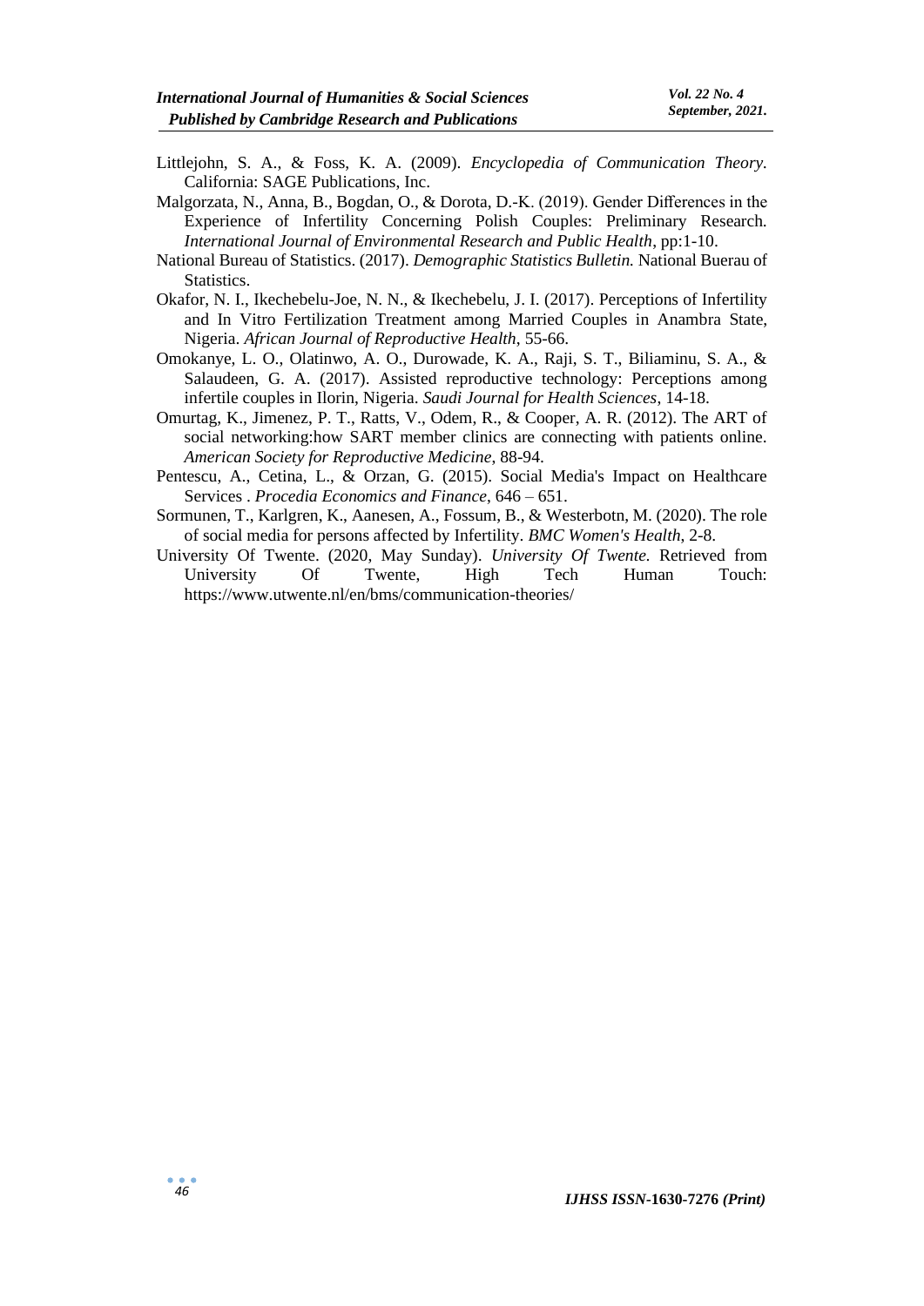Littlejohn, S. A., & Foss, K. A. (2009). *Encyclopedia of Communication Theory.* California: SAGE Publications, Inc.

Malgorzata, N., Anna, B., Bogdan, O., & Dorota, D.-K. (2019). Gender Differences in the Experience of Infertility Concerning Polish Couples: Preliminary Research. *International Journal of Environmental Research and Public Health*, pp:1-10.

National Bureau of Statistics. (2017). *Demographic Statistics Bulletin.* National Buerau of Statistics.

Okafor, N. I., Ikechebelu-Joe, N. N., & Ikechebelu, J. I. (2017). Perceptions of Infertility and In Vitro Fertilization Treatment among Married Couples in Anambra State, Nigeria. *African Journal of Reproductive Health*, 55-66.

Omokanye, L. O., Olatinwo, A. O., Durowade, K. A., Raji, S. T., Biliaminu, S. A., & Salaudeen, G. A. (2017). Assisted reproductive technology: Perceptions among infertile couples in Ilorin, Nigeria. *Saudi Journal for Health Sciences*, 14-18.

Omurtag, K., Jimenez, P. T., Ratts, V., Odem, R., & Cooper, A. R. (2012). The ART of social networking:how SART member clinics are connecting with patients online. *American Society for Reproductive Medicine*, 88-94.

Pentescu, A., Cetina, L., & Orzan, G. (2015). Social Media's Impact on Healthcare Services . *Procedia Economics and Finance*, 646 – 651.

Sormunen, T., Karlgren, K., Aanesen, A., Fossum, B., & Westerbotn, M. (2020). The role of social media for persons affected by Infertility. *BMC Women's Health*, 2-8.

University Of Twente. (2020, May Sunday). *University Of Twente.* Retrieved from University Of Twente, High Tech Human Touch: https://www.utwente.nl/en/bms/communication-theories/